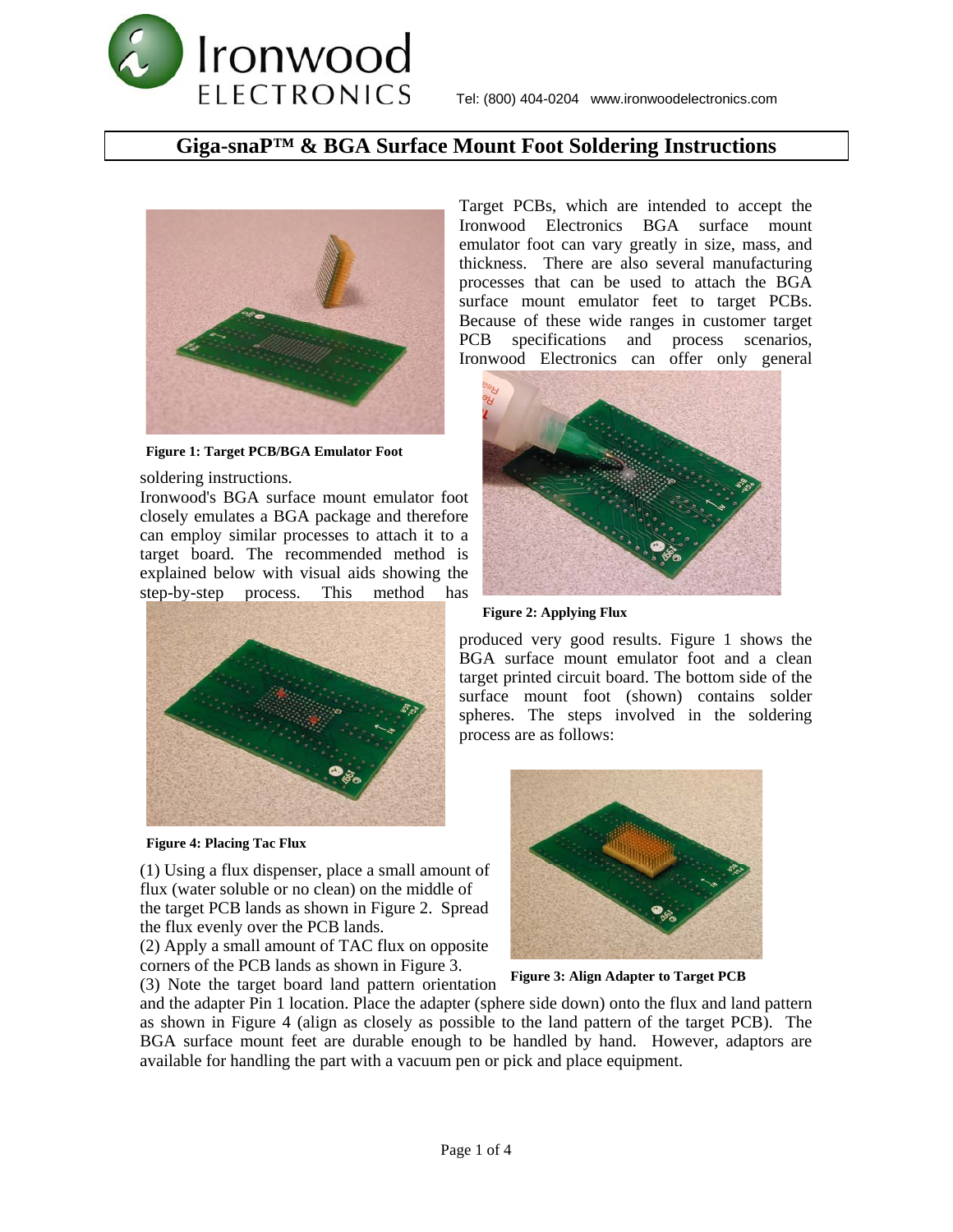Ironwood ELECTRONICS

Tel: (800) 404-0204 www.ironwoodelectronics.com

# Giga-snaP™ & BGA Surface Mount Foot Soldering Instructions

Target PCBs, which are intended to accept the Ironwood Electronics BGA surface mount emulator foot can vary greatly in size, mass, and thickness. There are also several manufacturing processes that can be used to attach the BGA surface mount emulator feet to target PCBs. Because of these wide ranges in customer target PCB specifications and process scenarios, Ironwood Electronics can offer only general soldering instructions.

**Figure 1: Target PCB/BGA Emulator Foot**

Ironwood's BGA surface mount emulator foot closely emulates a BGA package and therefore can employ similar processes to attach it to a target board. The recommended method is explained below with visual aids showing the step-by-step process. This method has produced very good results. Figure 1 shows the BGA surface mount emulator foot and a clean target printed circuit board. The bottom side of the surface mount foot (shown) contains solder spheres. The steps involved in the soldering process are as follows:

**Figure 2: Applying Flux**

**Figure 4: Placing Tac Flux**

**Figure 3: Align Adapter to Target PCB**

(1) Using a flux dispenser, place a small amount of flux (water soluble or no clean) on the middle of the target PCB lands as shown in Figure 2. Spread the flux evenly over the PCB lands.

(2) Apply a small amount of TAC flux on opposite corners of the PCB lands as shown in Figure 3.

(3) Note the target board land pattern orientation and the adapter Pin 1 location. Place the adapter (sphere side down) onto the flux and land pattern as shown in Figure 4 (align as closely as possible to the land pattern of the target PCB). The BGA surface mount feet are durable enough to be handled by hand. However, adaptors are available for handling the part with a vacuum pen or pick and place equipment.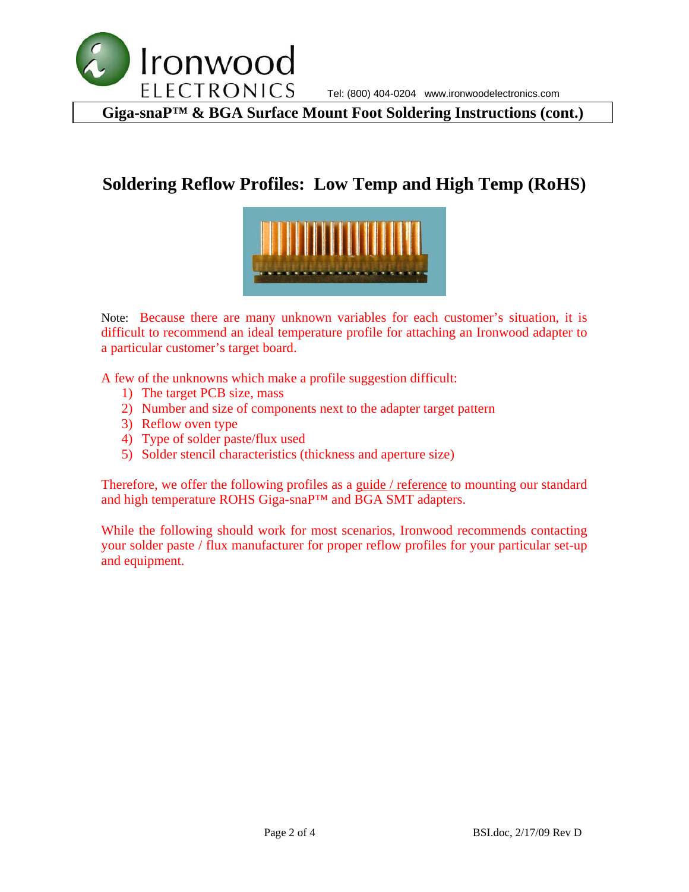## Soldering Reflow Profiles: Low Temp and High Temp (RoHS)

Note: Because there are many unknown variables for each customer's situation, it is difficult to recommend an ideal temperature profile for attaching an Ironwood adapter to a particular customer's target board.

A few of the unknowns which make a profile suggestion difficult:

1) The target PCB size, mass
2) Number and size of components next to the adapter target pattern
3) Reflow oven type
4) Type of solder paste/flux used
5) Solder stencil characteristics (thickness and aperture size)

Therefore, we offer the following profiles as a guide / reference to mounting our standard and high temperature ROHS Giga-snaP™ and BGA SMT adapters.

While the following should work for most scenarios, Ironwood recommends contacting your solder paste / flux manufacturer for proper reflow profiles for your particular set-up and equipment.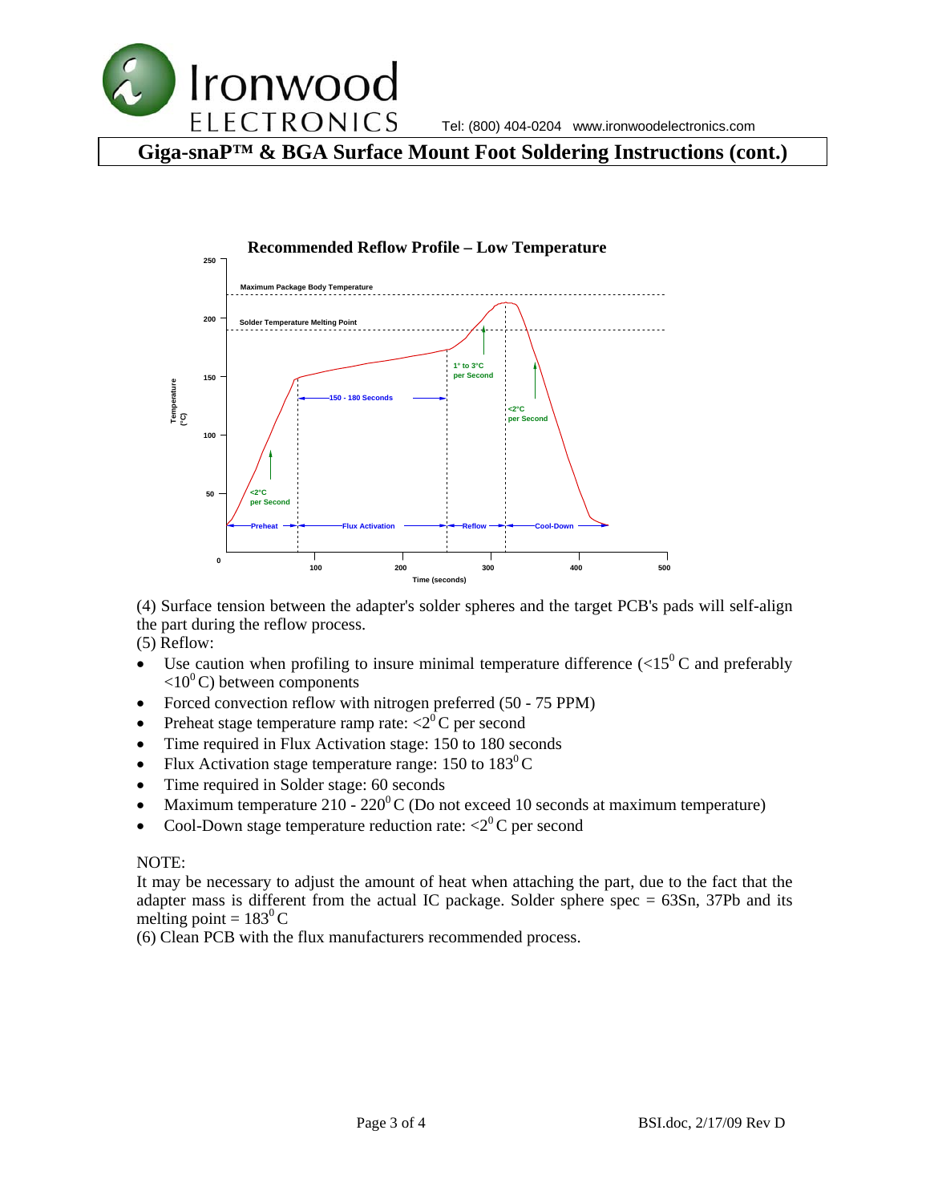## Giga-snaP™ & BGA Surface Mount Foot Soldering Instructions (cont.)

**Recommended Reflow Profile – Low Temperature**

(4) Surface tension between the adapter's solder spheres and the target PCB's pads will self-align the part during the reflow process.

(5) Reflow:

- Use caution when profiling to insure minimal temperature difference (<15$^0$ C and preferably <10$^0$ C) between components
- Forced convection reflow with nitrogen preferred (50 - 75 PPM)
- Preheat stage temperature ramp rate: <2$^0$ C per second
- Time required in Flux Activation stage: 150 to 180 seconds
- Flux Activation stage temperature range: 150 to 183$^0$ C
- Time required in Solder stage: 60 seconds
- Maximum temperature 210 - 220$^0$ C (Do not exceed 10 seconds at maximum temperature)
- Cool-Down stage temperature reduction rate: <2$^0$ C per second

NOTE:
It may be necessary to adjust the amount of heat when attaching the part, due to the fact that the adapter mass is different from the actual IC package. Solder sphere spec = 63Sn, 37Pb and its melting point = 183$^0$ C

(6) Clean PCB with the flux manufacturers recommended process.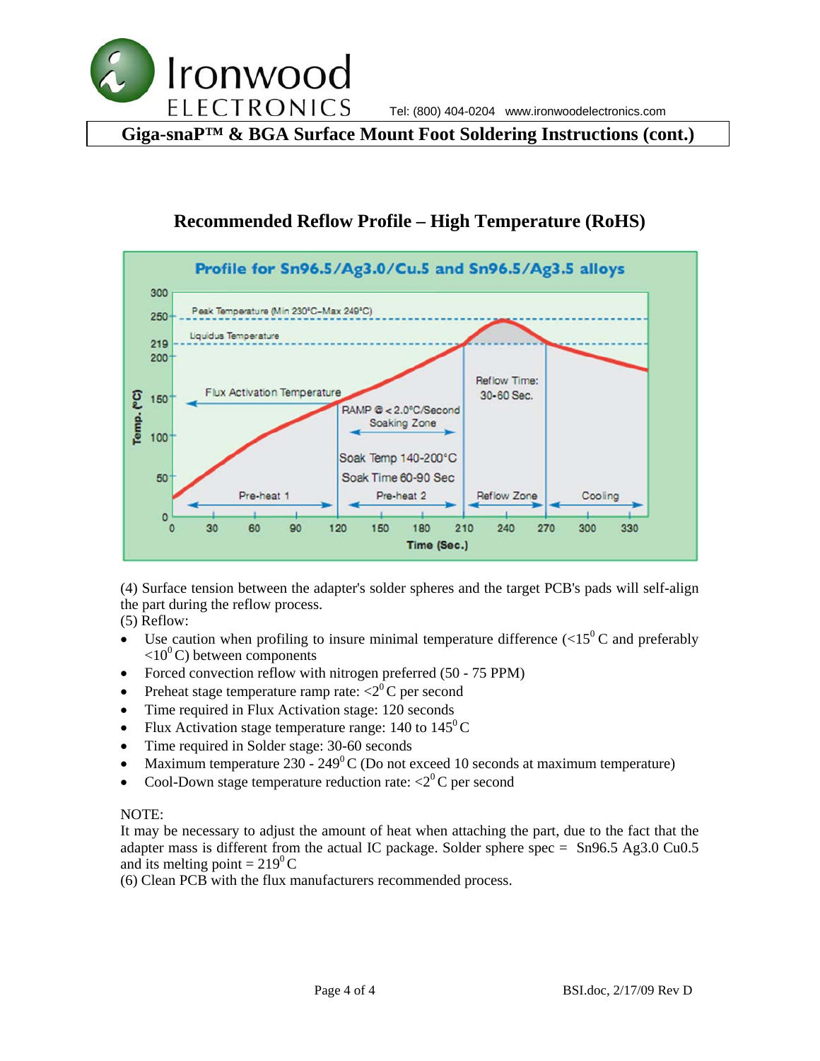## Recommended Reflow Profile – High Temperature (RoHS)

Profile for Sn96.5/Ag3.0/Cu.5 and Sn96.5/Ag3.5 alloys

Temp. (°C)

300
250
219
200
150
100
50
0

Peak Temperature (Min 230°C–Max 249°C)

Liquidus Temperature

Flux Activation Temperature

RAMP @ < 2.0°C/Second
Soaking Zone

Soak Temp 140-200°C

Soak Time 60-90 Sec

Reflow Time:
30-60 Sec.

Pre-heat 1

Pre-heat 2

Reflow Zone

Cooling

0 30 60 90 120 150 180 210 240 270 300 330

Time (Sec.)

(4) Surface tension between the adapter's solder spheres and the target PCB's pads will self-align the part during the reflow process.

(5) Reflow:

- Use caution when profiling to insure minimal temperature difference (<15$^0$ C and preferably <10$^0$ C) between components
- Forced convection reflow with nitrogen preferred (50 - 75 PPM)
- Preheat stage temperature ramp rate: <2$^0$ C per second
- Time required in Flux Activation stage: 120 seconds
- Flux Activation stage temperature range: 140 to 145$^0$ C
- Time required in Solder stage: 30-60 seconds
- Maximum temperature 230 - 249$^0$ C (Do not exceed 10 seconds at maximum temperature)
- Cool-Down stage temperature reduction rate: <2$^0$ C per second

NOTE:

It may be necessary to adjust the amount of heat when attaching the part, due to the fact that the adapter mass is different from the actual IC package. Solder sphere spec = Sn96.5 Ag3.0 Cu0.5 and its melting point = 219$^0$ C

(6) Clean PCB with the flux manufacturers recommended process.